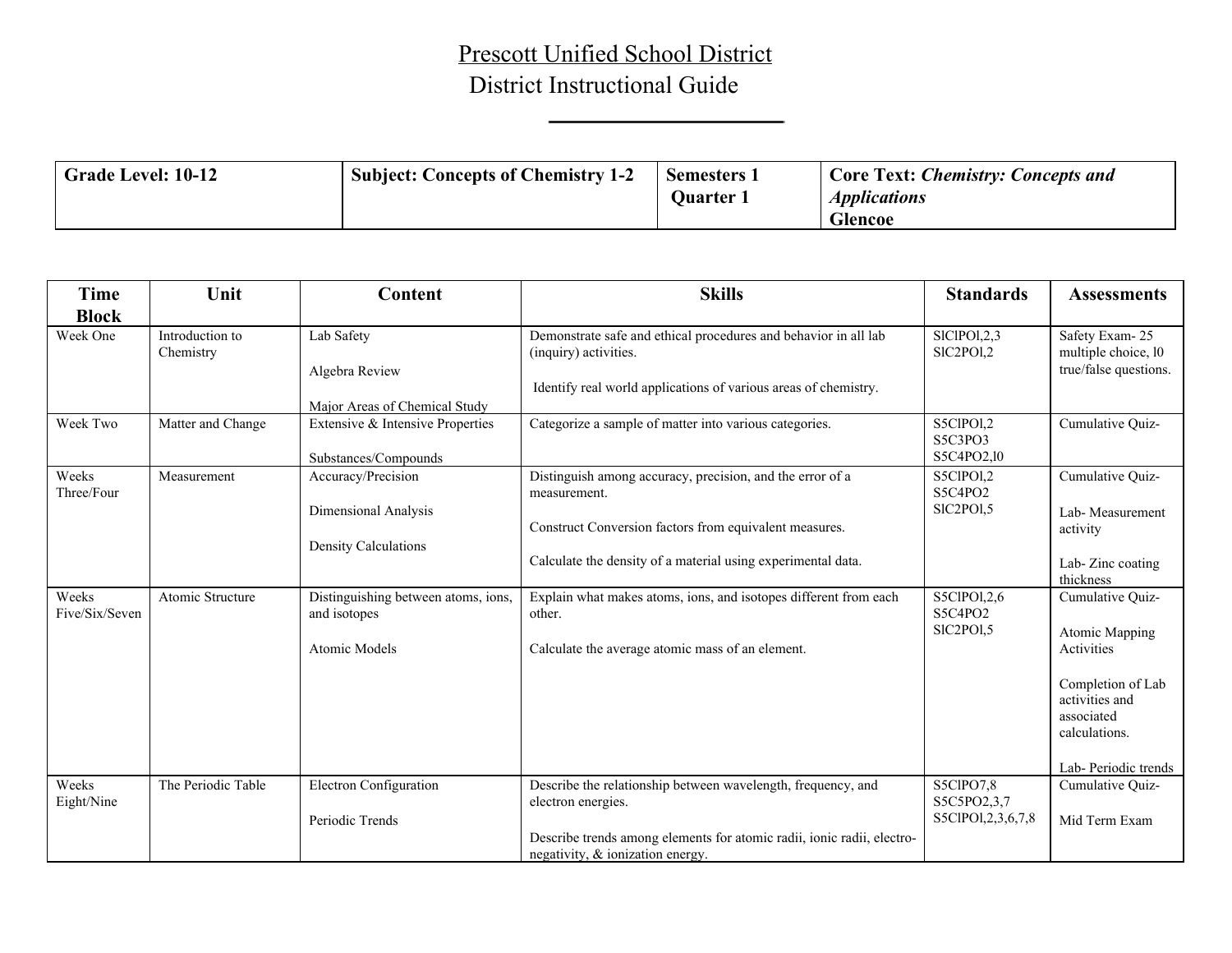# Prescott Unified School District
## District Instructional Guide

| **Grade Level: 10-12** | **Subject: Concepts of Chemistry 1-2** | **Semesters 1 Quarter 1** | **Core Text: *Chemistry: Concepts and Applications* Glencoe** |
|---|---|---|---|

| Time Block | Unit | Content | Skills | Standards | Assessments |
|---|---|---|---|---|---|
| Week One | Introduction to Chemistry | Lab Safety<br><br>Algebra Review<br><br>Major Areas of Chemical Study | Demonstrate safe and ethical procedures and behavior in all lab (inquiry) activities.<br><br>Identify real world applications of various areas of chemistry. | SlClPOl,2,3<br>SlC2POl,2 | Safety Exam- 25 multiple choice, l0 true/false questions. |
| Week Two | Matter and Change | Extensive & Intensive Properties<br><br>Substances/Compounds | Categorize a sample of matter into various categories. | S5ClPOl,2<br>S5C3PO3<br>S5C4PO2,l0 | Cumulative Quiz- |
| Weeks Three/Four | Measurement | Accuracy/Precision<br><br>Dimensional Analysis<br><br>Density Calculations | Distinguish among accuracy, precision, and the error of a measurement.<br><br>Construct Conversion factors from equivalent measures.<br><br>Calculate the density of a material using experimental data. | S5ClPOl,2<br>S5C4PO2<br>SlC2POl,5 | Cumulative Quiz-<br><br>Lab- Measurement activity<br><br>Lab- Zinc coating thickness |
| Weeks Five/Six/Seven | Atomic Structure | Distinguishing between atoms, ions, and isotopes<br><br>Atomic Models | Explain what makes atoms, ions, and isotopes different from each other.<br><br>Calculate the average atomic mass of an element. | S5ClPOl,2,6<br>S5C4PO2<br>SlC2POl,5 | Cumulative Quiz-<br><br>Atomic Mapping Activities<br><br>Completion of Lab activities and associated calculations.<br><br>Lab- Periodic trends |
| Weeks Eight/Nine | The Periodic Table | Electron Configuration<br><br>Periodic Trends | Describe the relationship between wavelength, frequency, and electron energies.<br><br>Describe trends among elements for atomic radii, ionic radii, electro-negativity, & ionization energy. | S5ClPO7,8<br>S5C5PO2,3,7<br>S5ClPOl,2,3,6,7,8 | Cumulative Quiz-<br><br>Mid Term Exam |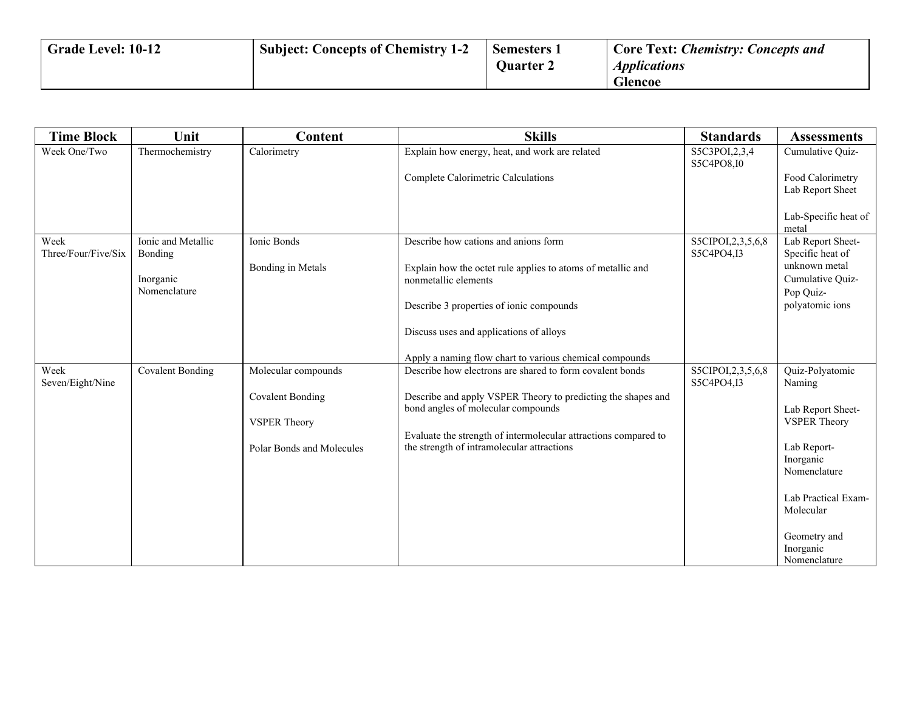| Grade Level: 10-12 | Subject: Concepts of Chemistry 1-2 | Semesters 1 Quarter 2 | Core Text: *Chemistry: Concepts and Applications* Glencoe |
|---|---|---|---|

| Time Block | Unit | Content | Skills | Standards | Assessments |
|---|---|---|---|---|---|
| Week One/Two | Thermochemistry | Calorimetry | Explain how energy, heat, and work are related<br><br>Complete Calorimetric Calculations | S5C3POI,2,3,4<br>S5C4PO8,I0 | Cumulative Quiz-<br><br>Food Calorimetry Lab Report Sheet<br><br>Lab-Specific heat of metal |
| Week Three/Four/Five/Six | Ionic and Metallic Bonding<br><br>Inorganic Nomenclature | Ionic Bonds<br><br>Bonding in Metals | Describe how cations and anions form<br><br>Explain how the octet rule applies to atoms of metallic and nonmetallic elements<br><br>Describe 3 properties of ionic compounds<br><br>Discuss uses and applications of alloys<br><br>Apply a naming flow chart to various chemical compounds | S5CIPOI,2,3,5,6,8<br>S5C4PO4,I3 | Lab Report Sheet-Specific heat of unknown metal<br>Cumulative Quiz-<br>Pop Quiz-polyatomic ions |
| Week Seven/Eight/Nine | Covalent Bonding | Molecular compounds<br><br>Covalent Bonding<br><br>VSPER Theory<br><br>Polar Bonds and Molecules | Describe how electrons are shared to form covalent bonds<br><br>Describe and apply VSPER Theory to predicting the shapes and bond angles of molecular compounds<br><br>Evaluate the strength of intermolecular attractions compared to the strength of intramolecular attractions | S5CIPOI,2,3,5,6,8<br>S5C4PO4,I3 | Quiz-Polyatomic Naming<br><br>Lab Report Sheet-VSPER Theory<br><br>Lab Report-Inorganic Nomenclature<br><br>Lab Practical Exam-Molecular<br><br>Geometry and Inorganic Nomenclature |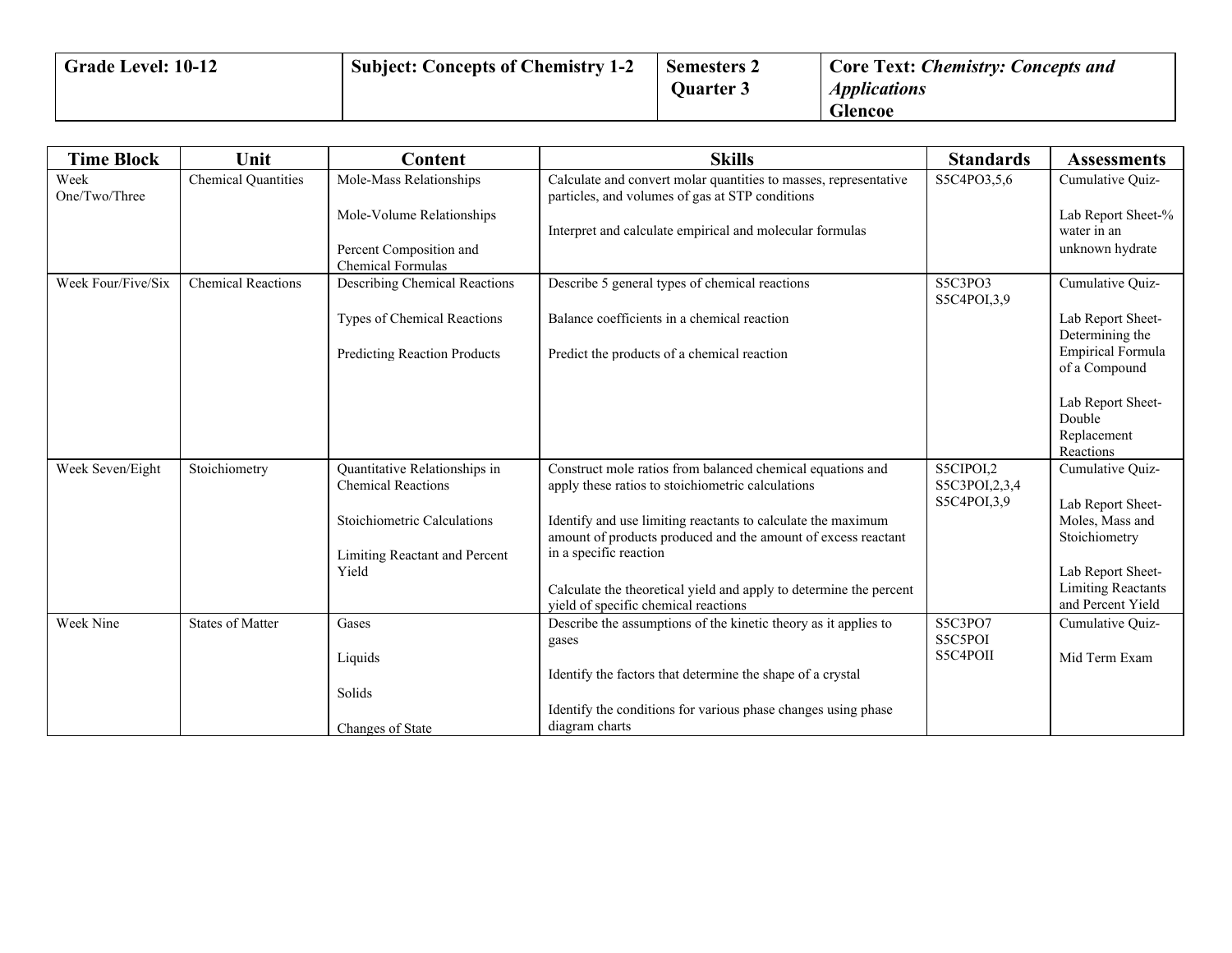| Grade Level: 10-12 | Subject: Concepts of Chemistry 1-2 | Semesters 2 Quarter 3 | Core Text: *Chemistry: Concepts and Applications* Glencoe |
|---|---|---|---|

| Time Block | Unit | Content | Skills | Standards | Assessments |
|---|---|---|---|---|---|
| Week One/Two/Three | Chemical Quantities | Mole-Mass Relationships<br><br>Mole-Volume Relationships<br><br>Percent Composition and Chemical Formulas | Calculate and convert molar quantities to masses, representative particles, and volumes of gas at STP conditions<br><br>Interpret and calculate empirical and molecular formulas | S5C4PO3,5,6 | Cumulative Quiz-<br><br>Lab Report Sheet-% water in an unknown hydrate |
| Week Four/Five/Six | Chemical Reactions | Describing Chemical Reactions<br><br>Types of Chemical Reactions<br><br>Predicting Reaction Products | Describe 5 general types of chemical reactions<br><br>Balance coefficients in a chemical reaction<br><br>Predict the products of a chemical reaction | S5C3PO3<br>S5C4POI,3,9 | Cumulative Quiz-<br><br>Lab Report Sheet-Determining the Empirical Formula of a Compound<br><br>Lab Report Sheet-Double Replacement Reactions |
| Week Seven/Eight | Stoichiometry | Quantitative Relationships in Chemical Reactions<br><br>Stoichiometric Calculations<br><br>Limiting Reactant and Percent Yield | Construct mole ratios from balanced chemical equations and apply these ratios to stoichiometric calculations<br><br>Identify and use limiting reactants to calculate the maximum amount of products produced and the amount of excess reactant in a specific reaction<br><br>Calculate the theoretical yield and apply to determine the percent yield of specific chemical reactions | S5CIPOI,2<br>S5C3POI,2,3,4<br>S5C4POI,3,9 | Cumulative Quiz-<br><br>Lab Report Sheet-Moles, Mass and Stoichiometry<br><br>Lab Report Sheet-Limiting Reactants and Percent Yield |
| Week Nine | States of Matter | Gases<br><br>Liquids<br><br>Solids<br><br>Changes of State | Describe the assumptions of the kinetic theory as it applies to gases<br><br>Identify the factors that determine the shape of a crystal<br><br>Identify the conditions for various phase changes using phase diagram charts | S5C3PO7<br>S5C5POI<br>S5C4POII | Cumulative Quiz-<br><br>Mid Term Exam |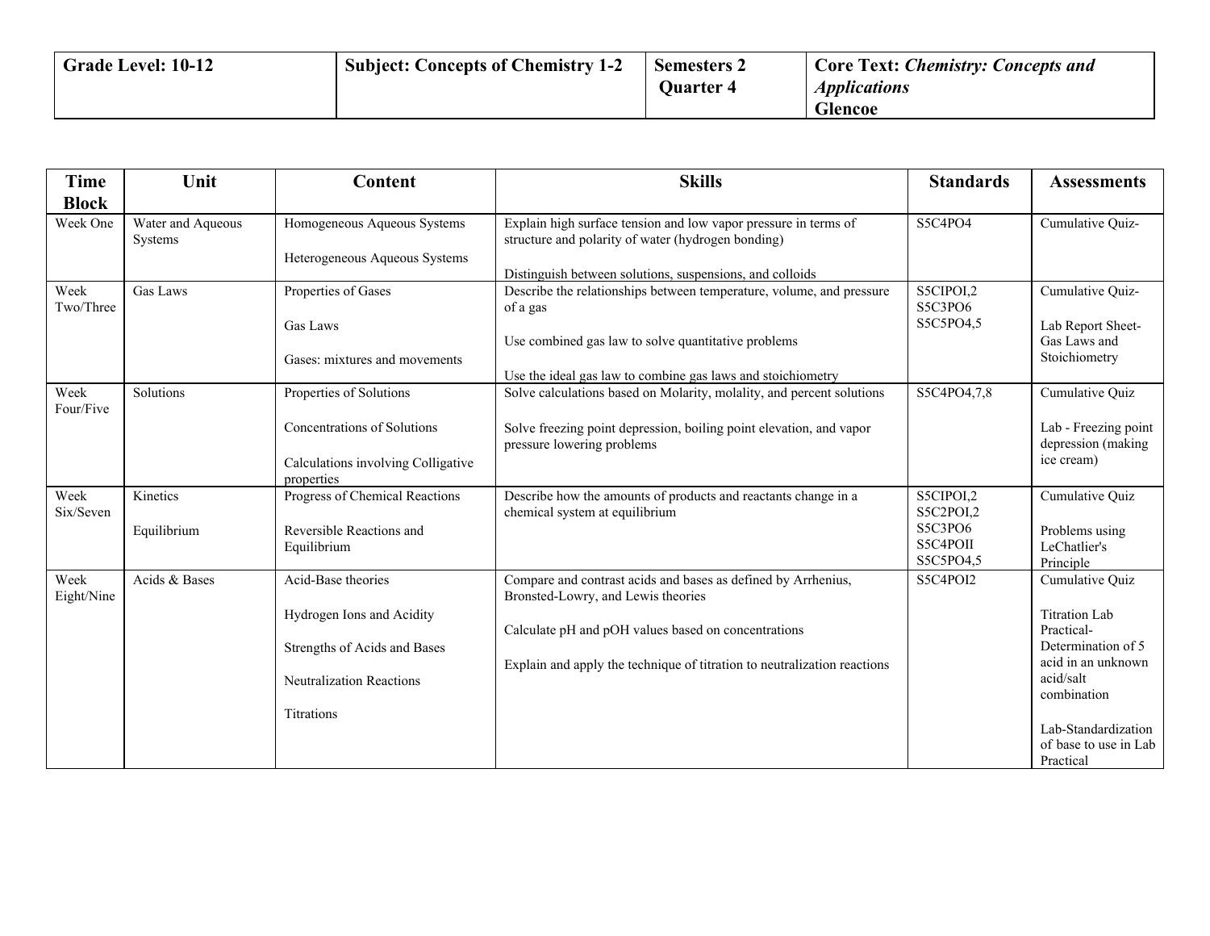| Grade Level: 10-12 | Subject: Concepts of Chemistry 1-2 | Semesters 2 Quarter 4 | Core Text: *Chemistry: Concepts and Applications* Glencoe |
|---|---|---|---|

| Time Block | Unit | Content | Skills | Standards | Assessments |
|---|---|---|---|---|---|
| Week One | Water and Aqueous Systems | Homogeneous Aqueous Systems<br><br>Heterogeneous Aqueous Systems | Explain high surface tension and low vapor pressure in terms of structure and polarity of water (hydrogen bonding)<br><br>Distinguish between solutions, suspensions, and colloids | S5C4PO4 | Cumulative Quiz- |
| Week Two/Three | Gas Laws | Properties of Gases<br><br>Gas Laws<br><br>Gases: mixtures and movements | Describe the relationships between temperature, volume, and pressure of a gas<br><br>Use combined gas law to solve quantitative problems<br><br>Use the ideal gas law to combine gas laws and stoichiometry | S5CIPOI,2<br>S5C3PO6<br>S5C5PO4,5 | Cumulative Quiz-<br><br>Lab Report Sheet-Gas Laws and Stoichiometry |
| Week Four/Five | Solutions | Properties of Solutions<br><br>Concentrations of Solutions<br><br>Calculations involving Colligative properties | Solve calculations based on Molarity, molality, and percent solutions<br><br>Solve freezing point depression, boiling point elevation, and vapor pressure lowering problems | S5C4PO4,7,8 | Cumulative Quiz<br><br>Lab - Freezing point depression (making ice cream) |
| Week Six/Seven | Kinetics<br><br>Equilibrium | Progress of Chemical Reactions<br><br>Reversible Reactions and Equilibrium | Describe how the amounts of products and reactants change in a chemical system at equilibrium | S5CIPOI,2<br>S5C2POI,2<br>S5C3PO6<br>S5C4POII<br>S5C5PO4,5 | Cumulative Quiz<br><br>Problems using LeChatlier's Principle |
| Week Eight/Nine | Acids & Bases | Acid-Base theories<br><br>Hydrogen Ions and Acidity<br><br>Strengths of Acids and Bases<br><br>Neutralization Reactions<br><br>Titrations | Compare and contrast acids and bases as defined by Arrhenius, Bronsted-Lowry, and Lewis theories<br><br>Calculate pH and pOH values based on concentrations<br><br>Explain and apply the technique of titration to neutralization reactions | S5C4POI2 | Cumulative Quiz<br><br>Titration Lab Practical-Determination of 5 acid in an unknown acid/salt combination<br><br>Lab-Standardization of base to use in Lab Practical |